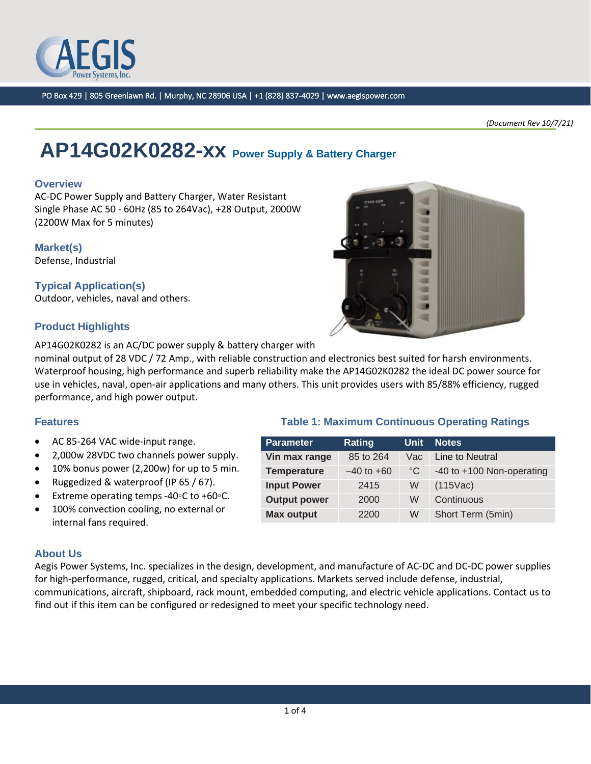PO Box 429 | 805 Greenlawn Rd. | Murphy, NC 28906 USA | +1 (828) 837-4029 | www.aegispower.com

*(Document Rev 10/7/21)*

# AP14G02K0282-xx Power Supply & Battery Charger

## Overview

AC-DC Power Supply and Battery Charger, Water Resistant
Single Phase AC 50 - 60Hz (85 to 264Vac), +28 Output, 2000W
(2200W Max for 5 minutes)

## Market(s)

Defense, Industrial

## Typical Application(s)

Outdoor, vehicles, naval and others.

## Product Highlights

AP14G02K0282 is an AC/DC power supply & battery charger with nominal output of 28 VDC / 72 Amp., with reliable construction and electronics best suited for harsh environments. Waterproof housing, high performance and superb reliability make the AP14G02K0282 the ideal DC power source for use in vehicles, naval, open-air applications and many others. This unit provides users with 85/88% efficiency, rugged performance, and high power output.

## Features

- AC 85-264 VAC wide-input range.
- 2,000w 28VDC two channels power supply.
- 10% bonus power (2,200w) for up to 5 min.
- Ruggedized & waterproof (IP 65 / 67).
- Extreme operating temps -40◦C to +60◦C.
- 100% convection cooling, no external or internal fans required.

### Table 1: Maximum Continuous Operating Ratings

| Parameter | Rating | Unit | Notes |
|---|---|---|---|
| Vin max range | 85 to 264 | Vac | Line to Neutral |
| Temperature | –40 to +60 | °C | -40 to +100 Non-operating |
| Input Power | 2415 | W | (115Vac) |
| Output power | 2000 | W | Continuous |
| Max output | 2200 | W | Short Term (5min) |

## About Us

Aegis Power Systems, Inc. specializes in the design, development, and manufacture of AC-DC and DC-DC power supplies for high-performance, rugged, critical, and specialty applications. Markets served include defense, industrial, communications, aircraft, shipboard, rack mount, embedded computing, and electric vehicle applications. Contact us to find out if this item can be configured or redesigned to meet your specific technology need.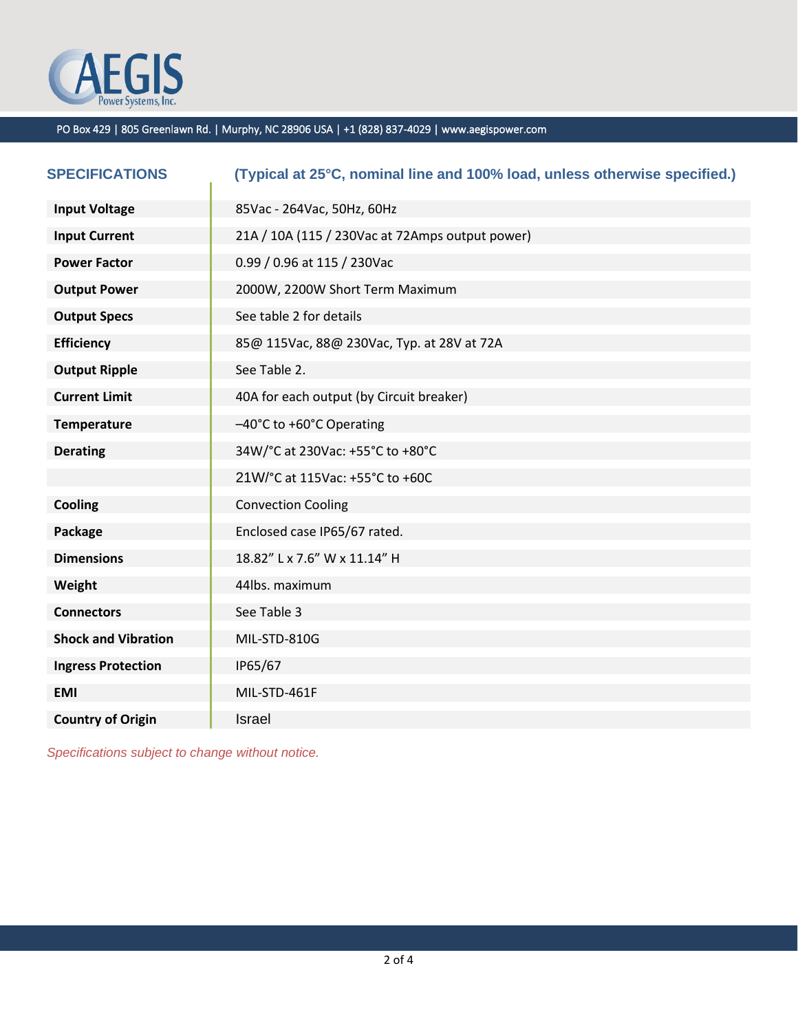PO Box 429 | 805 Greenlawn Rd. | Murphy, NC 28906 USA | +1 (828) 837-4029 | www.aegispower.com

## SPECIFICATIONS

**(Typical at 25°C, nominal line and 100% load, unless otherwise specified.)**

| | |
|---|---|
| **Input Voltage** | 85Vac - 264Vac, 50Hz, 60Hz |
| **Input Current** | 21A / 10A (115 / 230Vac at 72Amps output power) |
| **Power Factor** | 0.99 / 0.96 at 115 / 230Vac |
| **Output Power** | 2000W, 2200W Short Term Maximum |
| **Output Specs** | See table 2 for details |
| **Efficiency** | 85@ 115Vac, 88@ 230Vac, Typ. at 28V at 72A |
| **Output Ripple** | See Table 2. |
| **Current Limit** | 40A for each output (by Circuit breaker) |
| **Temperature** | –40°C to +60°C Operating |
| **Derating** | 34W/°C at 230Vac: +55°C to +80°C |
| | 21W/°C at 115Vac: +55°C to +60C |
| **Cooling** | Convection Cooling |
| **Package** | Enclosed case IP65/67 rated. |
| **Dimensions** | 18.82" L x 7.6" W x 11.14" H |
| **Weight** | 44lbs. maximum |
| **Connectors** | See Table 3 |
| **Shock and Vibration** | MIL-STD-810G |
| **Ingress Protection** | IP65/67 |
| **EMI** | MIL-STD-461F |
| **Country of Origin** | Israel |

*Specifications subject to change without notice.*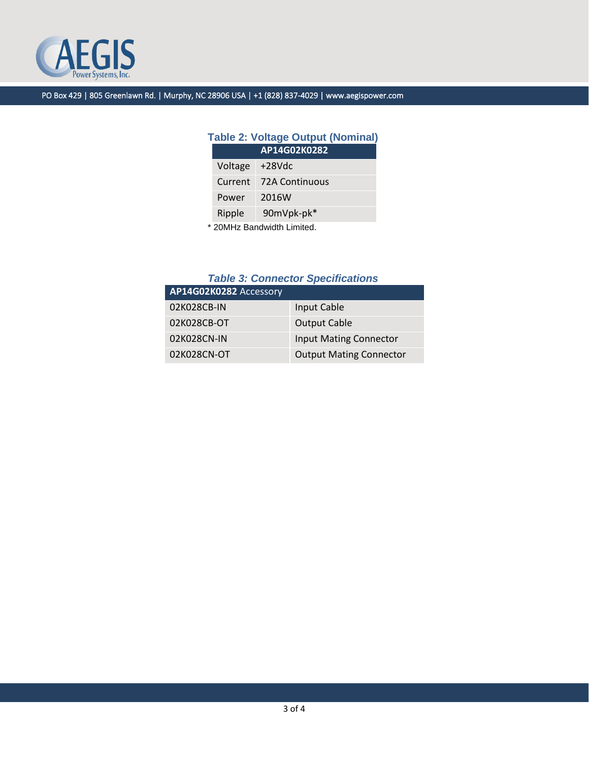**Table 2: Voltage Output (Nominal)**

| AP14G02K0282 | |
|---|---|
| Voltage | +28Vdc |
| Current | 72A Continuous |
| Power | 2016W |
| Ripple | 90mVpk-pk* |

\* 20MHz Bandwidth Limited.

***Table 3: Connector Specifications***

| **AP14G02K0282** Accessory | |
|---|---|
| 02K028CB-IN | Input Cable |
| 02K028CB-OT | Output Cable |
| 02K028CN-IN | Input Mating Connector |
| 02K028CN-OT | Output Mating Connector |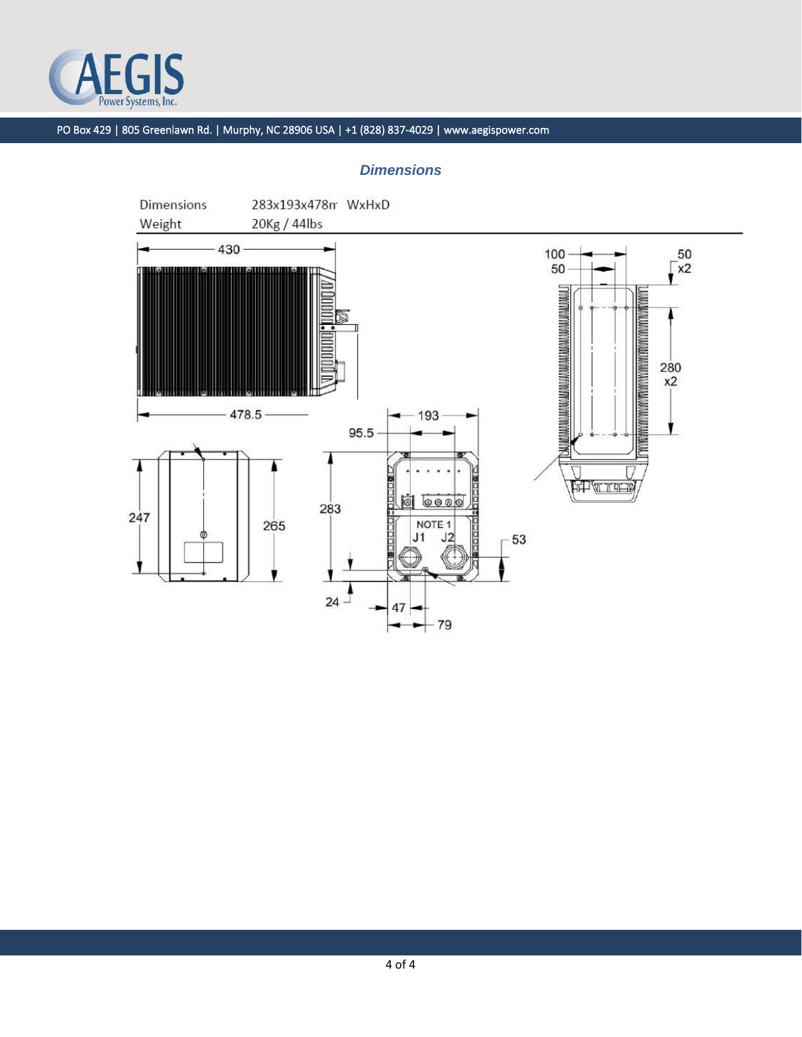PO Box 429 | 805 Greenlawn Rd. | Murphy, NC 28906 USA | +1 (828) 837-4029 | www.aegispower.com

## *Dimensions*

| | |
|---|---|
| Dimensions | 283x193x478m WxHxD |
| Weight | 20Kg / 44lbs |

430

478.5

100

50

50

x2

280

x2

193

95.5

247

265

283

NOTE 1

J1 J2

53

24

47

79